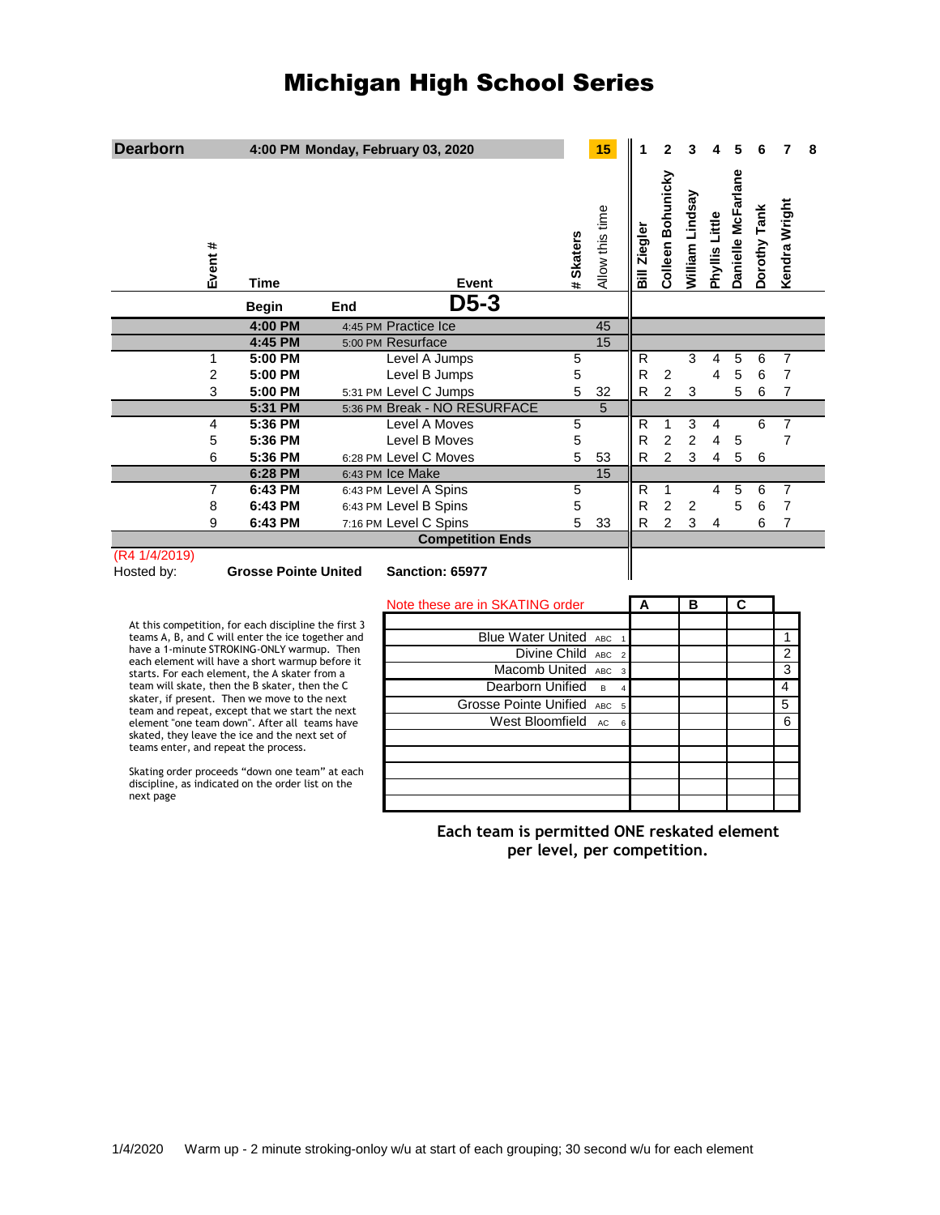# Michigan High School Series

| Dearborn | 4:00 PM Monday, February 03, 2020 | | | | 15 | 1 | 2 | 3 | 4 | 5 | 6 | 7 | 8 |
|---|---|---|---|---|---|---|---|---|---|---|---|---|---|
| Event # | Time | | Event | # Skaters | Allow this time | Bill Ziegler | Colleen Bohunicky | William Lindsay | Phyllis Little | Danielle McFarlane | Dorothy Tank | Kendra Wright | |
| | Begin | End | D5-3 | | | | | | | | | | |
| | 4:00 PM | 4:45 PM | Practice Ice | | 45 | | | | | | | | |
| | 4:45 PM | 5:00 PM | Resurface | | 15 | | | | | | | | |
| 1 | 5:00 PM | | Level A Jumps | 5 | | R | | 3 | 4 | 5 | 6 | 7 | |
| 2 | 5:00 PM | | Level B Jumps | 5 | | R | 2 | | 4 | 5 | 6 | 7 | |
| 3 | 5:00 PM | 5:31 PM | Level C Jumps | 5 | 32 | R | 2 | 3 | | 5 | 6 | 7 | |
| | 5:31 PM | 5:36 PM | Break - NO RESURFACE | | 5 | | | | | | | | |
| 4 | 5:36 PM | | Level A Moves | 5 | | R | 1 | 3 | 4 | | 6 | 7 | |
| 5 | 5:36 PM | | Level B Moves | 5 | | R | 2 | 2 | 4 | 5 | | 7 | |
| 6 | 5:36 PM | 6:28 PM | Level C Moves | 5 | 53 | R | 2 | 3 | 4 | 5 | 6 | | |
| | 6:28 PM | 6:43 PM | Ice Make | | 15 | | | | | | | | |
| 7 | 6:43 PM | 6:43 PM | Level A Spins | 5 | | R | 1 | | 4 | 5 | 6 | 7 | |
| 8 | 6:43 PM | 6:43 PM | Level B Spins | 5 | | R | 2 | 2 | | 5 | 6 | 7 | |
| 9 | 6:43 PM | 7:16 PM | Level C Spins | 5 | 33 | R | 2 | 3 | 4 | | 6 | 7 | |
| | | | Competition Ends | | | | | | | | | | |

(R4 1/4/2019)

Hosted by: **Grosse Pointe United** **Sanction: 65977**

At this competition, for each discipline the first 3 teams A, B, and C will enter the ice together and have a 1-minute STROKING-ONLY warmup. Then each element will have a short warmup before it starts. For each element, the A skater from a team will skate, then the B skater, then the C skater, if present. Then we move to the next team and repeat, except that we start the next element "one team down". After all teams have skated, they leave the ice and the next set of teams enter, and repeat the process.

Skating order proceeds "down one team" at each discipline, as indicated on the order list on the next page

| Note these are in SKATING order | | | A | B | C | |
|---|---|---|---|---|---|---|
| Blue Water United | ABC | 1 | | | | 1 |
| Divine Child | ABC | 2 | | | | 2 |
| Macomb United | ABC | 3 | | | | 3 |
| Dearborn Unified | B | 4 | | | | 4 |
| Grosse Pointe Unified | ABC | 5 | | | | 5 |
| West Bloomfield | AC | 6 | | | | 6 |

**Each team is permitted ONE reskated element per level, per competition.**

1/4/2020 Warm up - 2 minute stroking-onloy w/u at start of each grouping; 30 second w/u for each element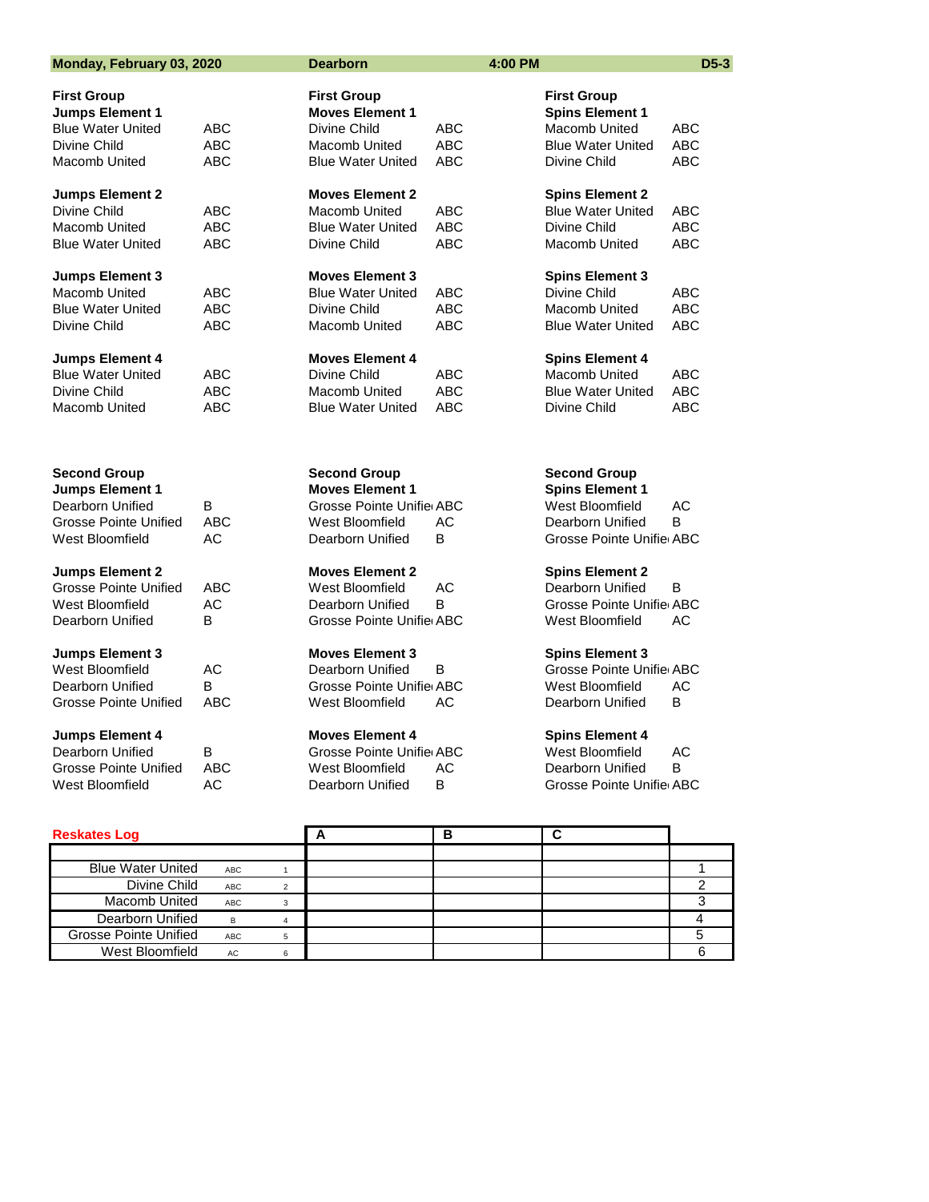**Monday, February 03, 2020** | **Dearborn** | **4:00 PM** | **D5-3**

## First Group

### Jumps Element 1

| | |
|---|---|
| Blue Water United | ABC |
| Divine Child | ABC |
| Macomb United | ABC |

### Jumps Element 2

| | |
|---|---|
| Divine Child | ABC |
| Macomb United | ABC |
| Blue Water United | ABC |

### Jumps Element 3

| | |
|---|---|
| Macomb United | ABC |
| Blue Water United | ABC |
| Divine Child | ABC |

### Jumps Element 4

| | |
|---|---|
| Blue Water United | ABC |
| Divine Child | ABC |
| Macomb United | ABC |

### Moves Element 1

| | |
|---|---|
| Divine Child | ABC |
| Macomb United | ABC |
| Blue Water United | ABC |

### Moves Element 2

| | |
|---|---|
| Macomb United | ABC |
| Blue Water United | ABC |
| Divine Child | ABC |

### Moves Element 3

| | |
|---|---|
| Blue Water United | ABC |
| Divine Child | ABC |
| Macomb United | ABC |

### Moves Element 4

| | |
|---|---|
| Divine Child | ABC |
| Macomb United | ABC |
| Blue Water United | ABC |

### Spins Element 1

| | |
|---|---|
| Macomb United | ABC |
| Blue Water United | ABC |
| Divine Child | ABC |

### Spins Element 2

| | |
|---|---|
| Blue Water United | ABC |
| Divine Child | ABC |
| Macomb United | ABC |

### Spins Element 3

| | |
|---|---|
| Divine Child | ABC |
| Macomb United | ABC |
| Blue Water United | ABC |

### Spins Element 4

| | |
|---|---|
| Macomb United | ABC |
| Blue Water United | ABC |
| Divine Child | ABC |

## Second Group

### Jumps Element 1

| | |
|---|---|
| Dearborn Unified | B |
| Grosse Pointe Unified | ABC |
| West Bloomfield | AC |

### Jumps Element 2

| | |
|---|---|
| Grosse Pointe Unified | ABC |
| West Bloomfield | AC |
| Dearborn Unified | B |

### Jumps Element 3

| | |
|---|---|
| West Bloomfield | AC |
| Dearborn Unified | B |
| Grosse Pointe Unified | ABC |

### Jumps Element 4

| | |
|---|---|
| Dearborn Unified | B |
| Grosse Pointe Unified | ABC |
| West Bloomfield | AC |

### Moves Element 1

| | |
|---|---|
| Grosse Pointe Unifie | ABC |
| West Bloomfield | AC |
| Dearborn Unified | B |

### Moves Element 2

| | |
|---|---|
| West Bloomfield | AC |
| Dearborn Unified | B |
| Grosse Pointe Unifie | ABC |

### Moves Element 3

| | |
|---|---|
| Dearborn Unified | B |
| Grosse Pointe Unifie | ABC |
| West Bloomfield | AC |

### Moves Element 4

| | |
|---|---|
| Grosse Pointe Unifie | ABC |
| West Bloomfield | AC |
| Dearborn Unified | B |

### Spins Element 1

| | |
|---|---|
| West Bloomfield | AC |
| Dearborn Unified | B |
| Grosse Pointe Unifie | ABC |

### Spins Element 2

| | |
|---|---|
| Dearborn Unified | B |
| Grosse Pointe Unifie | ABC |
| West Bloomfield | AC |

### Spins Element 3

| | |
|---|---|
| Grosse Pointe Unifie | ABC |
| West Bloomfield | AC |
| Dearborn Unified | B |

### Spins Element 4

| | |
|---|---|
| West Bloomfield | AC |
| Dearborn Unified | B |
| Grosse Pointe Unifie | ABC |

## Reskates Log

| | | | A | B | C | |
|---|---|---|---|---|---|---|
| Blue Water United | ABC | 1 | | | | 1 |
| Divine Child | ABC | 2 | | | | 2 |
| Macomb United | ABC | 3 | | | | 3 |
| Dearborn Unified | B | 4 | | | | 4 |
| Grosse Pointe Unified | ABC | 5 | | | | 5 |
| West Bloomfield | AC | 6 | | | | 6 |